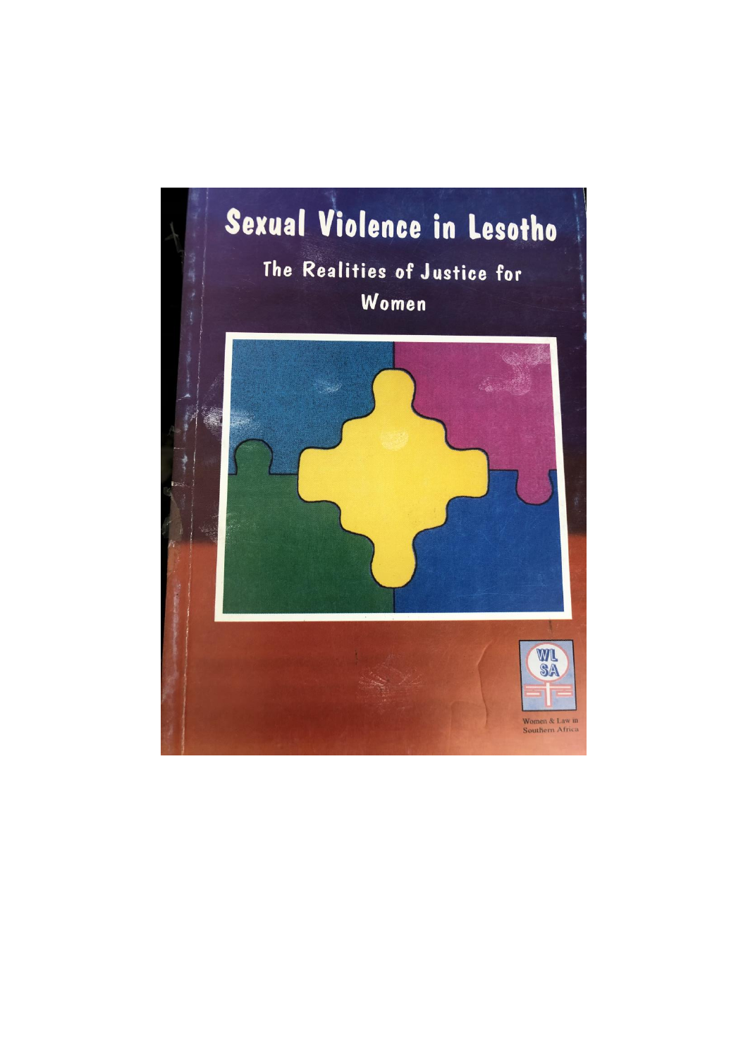# Sexual Violence in Lesotho

## The Realities of Justice for Women

WLSA

Women & Law in Southern Africa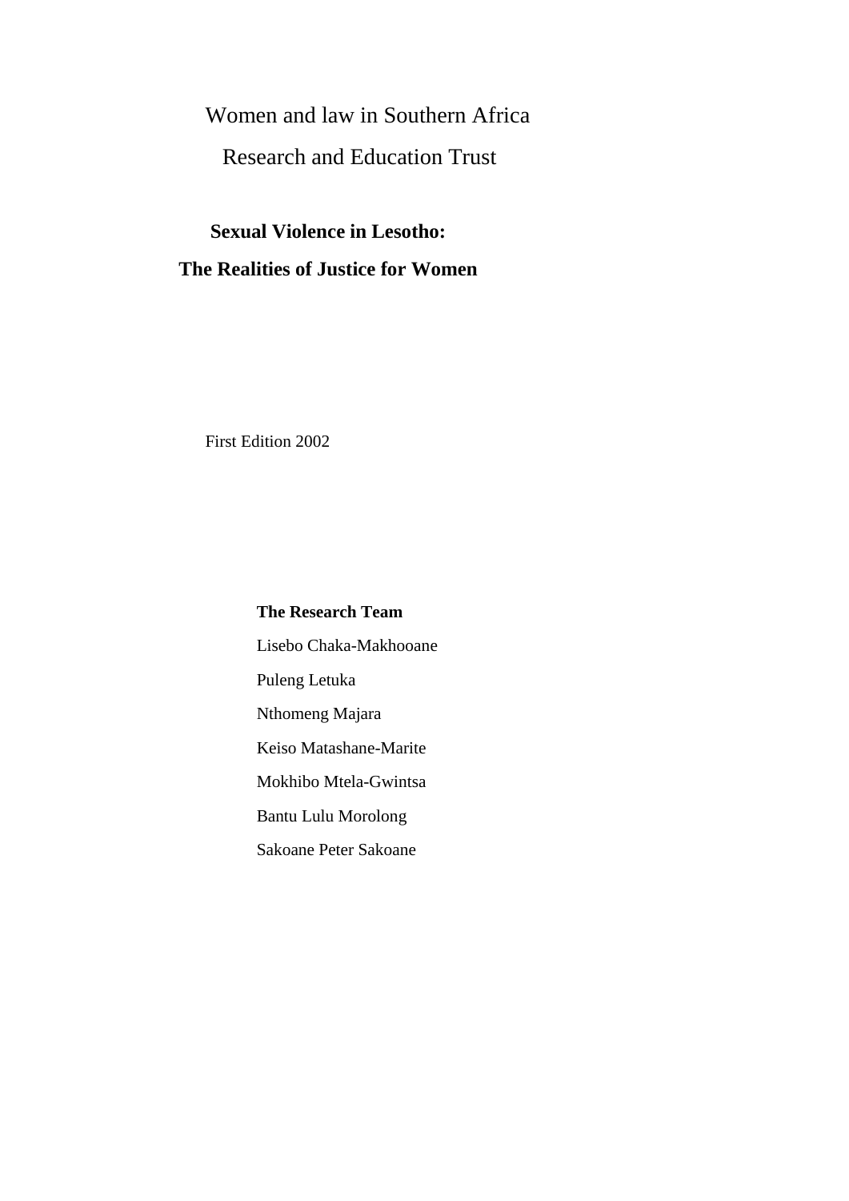Women and law in Southern Africa

Research and Education Trust

# Sexual Violence in Lesotho: The Realities of Justice for Women

First Edition 2002

**The Research Team**

Lisebo Chaka-Makhooane

Puleng Letuka

Nthomeng Majara

Keiso Matashane-Marite

Mokhibo Mtela-Gwintsa

Bantu Lulu Morolong

Sakoane Peter Sakoane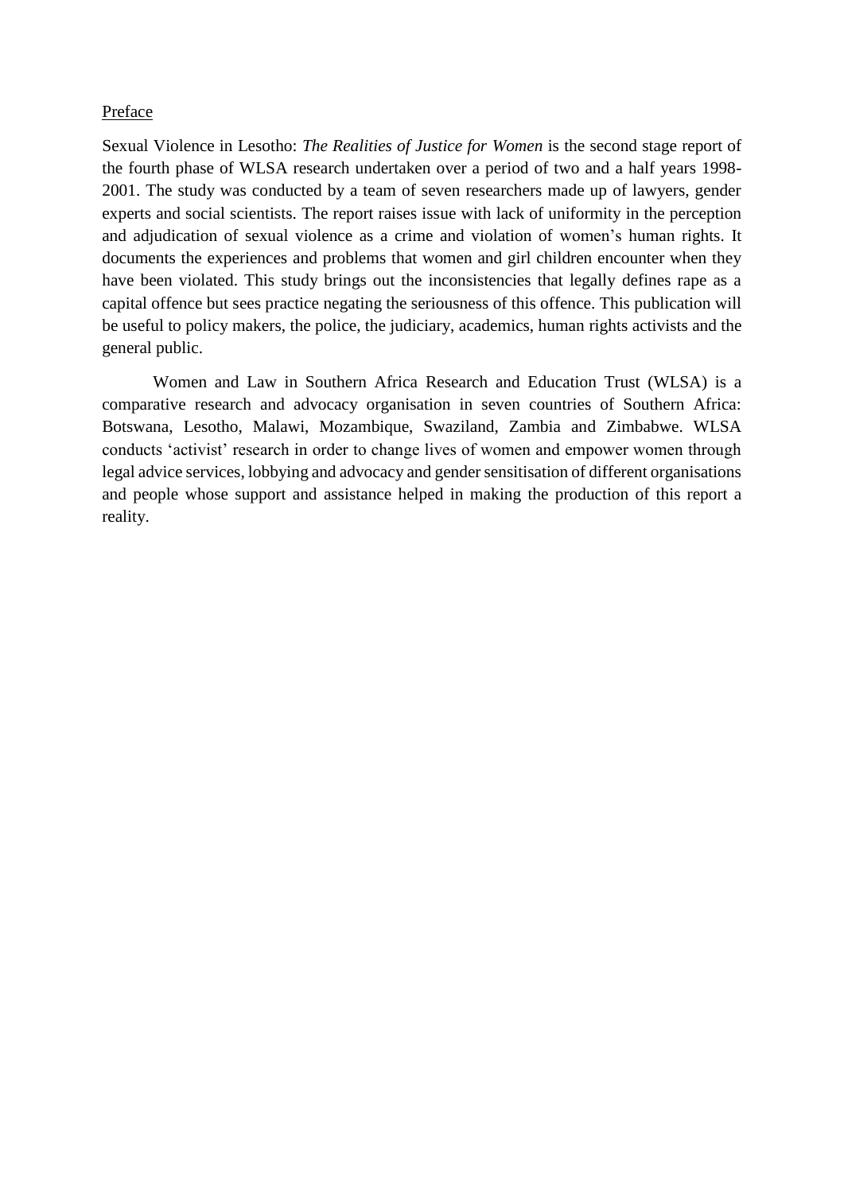Preface

Sexual Violence in Lesotho: *The Realities of Justice for Women* is the second stage report of the fourth phase of WLSA research undertaken over a period of two and a half years 1998-2001. The study was conducted by a team of seven researchers made up of lawyers, gender experts and social scientists. The report raises issue with lack of uniformity in the perception and adjudication of sexual violence as a crime and violation of women's human rights. It documents the experiences and problems that women and girl children encounter when they have been violated. This study brings out the inconsistencies that legally defines rape as a capital offence but sees practice negating the seriousness of this offence. This publication will be useful to policy makers, the police, the judiciary, academics, human rights activists and the general public.

Women and Law in Southern Africa Research and Education Trust (WLSA) is a comparative research and advocacy organisation in seven countries of Southern Africa: Botswana, Lesotho, Malawi, Mozambique, Swaziland, Zambia and Zimbabwe. WLSA conducts 'activist' research in order to change lives of women and empower women through legal advice services, lobbying and advocacy and gender sensitisation of different organisations and people whose support and assistance helped in making the production of this report a reality.